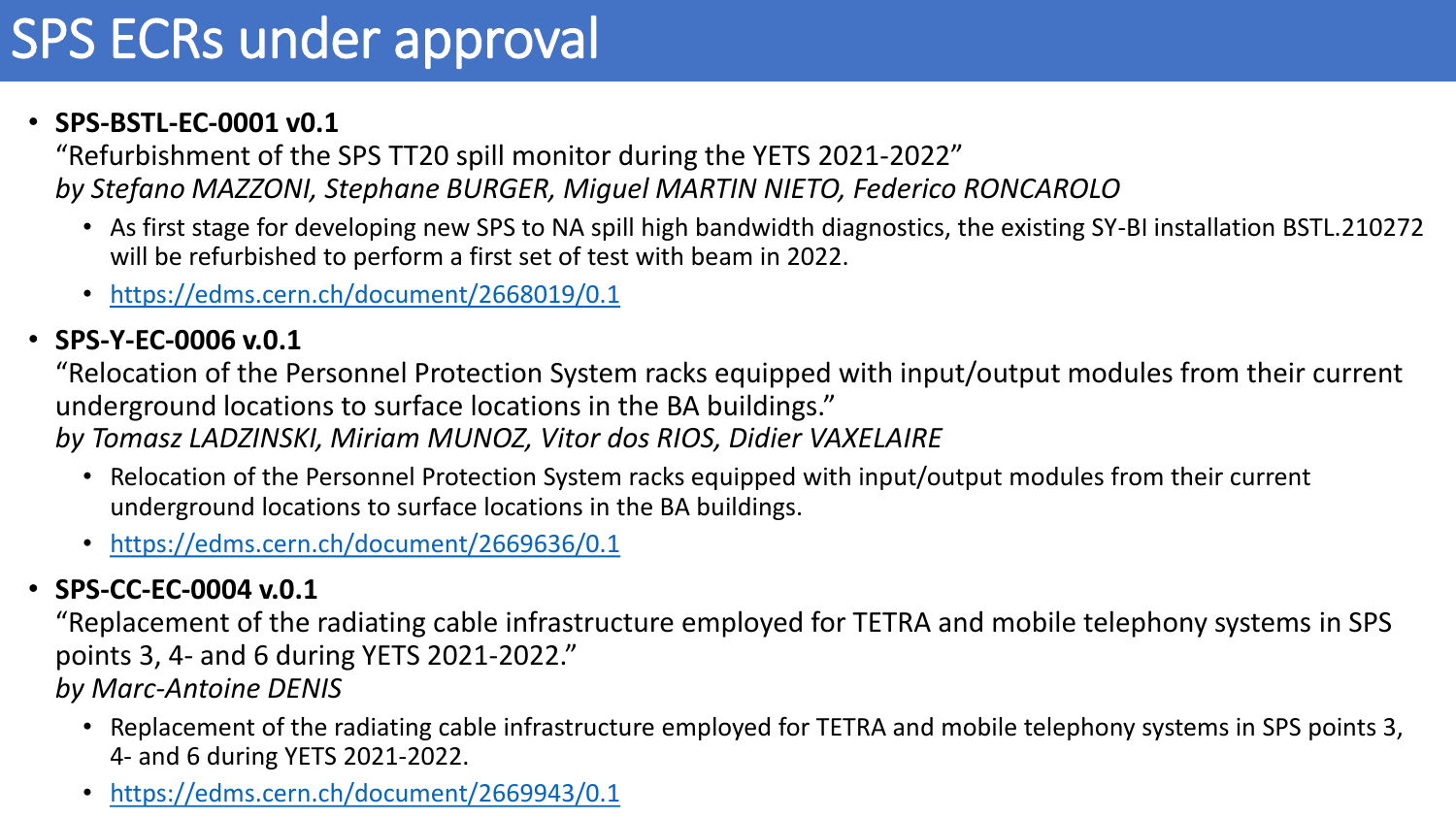# SPS ECRs under approval

- **SPS-BSTL-EC-0001 v0.1**
  “Refurbishment of the SPS TT20 spill monitor during the YETS 2021-2022”
  *by Stefano MAZZONI, Stephane BURGER, Miguel MARTIN NIETO, Federico RONCAROLO*
  - As first stage for developing new SPS to NA spill high bandwidth diagnostics, the existing SY-BI installation BSTL.210272 will be refurbished to perform a first set of test with beam in 2022.
  - https://edms.cern.ch/document/2668019/0.1
- **SPS-Y-EC-0006 v.0.1**
  “Relocation of the Personnel Protection System racks equipped with input/output modules from their current underground locations to surface locations in the BA buildings.”
  *by Tomasz LADZINSKI, Miriam MUNOZ, Vitor dos RIOS, Didier VAXELAIRE*
  - Relocation of the Personnel Protection System racks equipped with input/output modules from their current underground locations to surface locations in the BA buildings.
  - https://edms.cern.ch/document/2669636/0.1
- **SPS-CC-EC-0004 v.0.1**
  “Replacement of the radiating cable infrastructure employed for TETRA and mobile telephony systems in SPS points 3, 4- and 6 during YETS 2021-2022.”
  *by Marc-Antoine DENIS*
  - Replacement of the radiating cable infrastructure employed for TETRA and mobile telephony systems in SPS points 3, 4- and 6 during YETS 2021-2022.
  - https://edms.cern.ch/document/2669943/0.1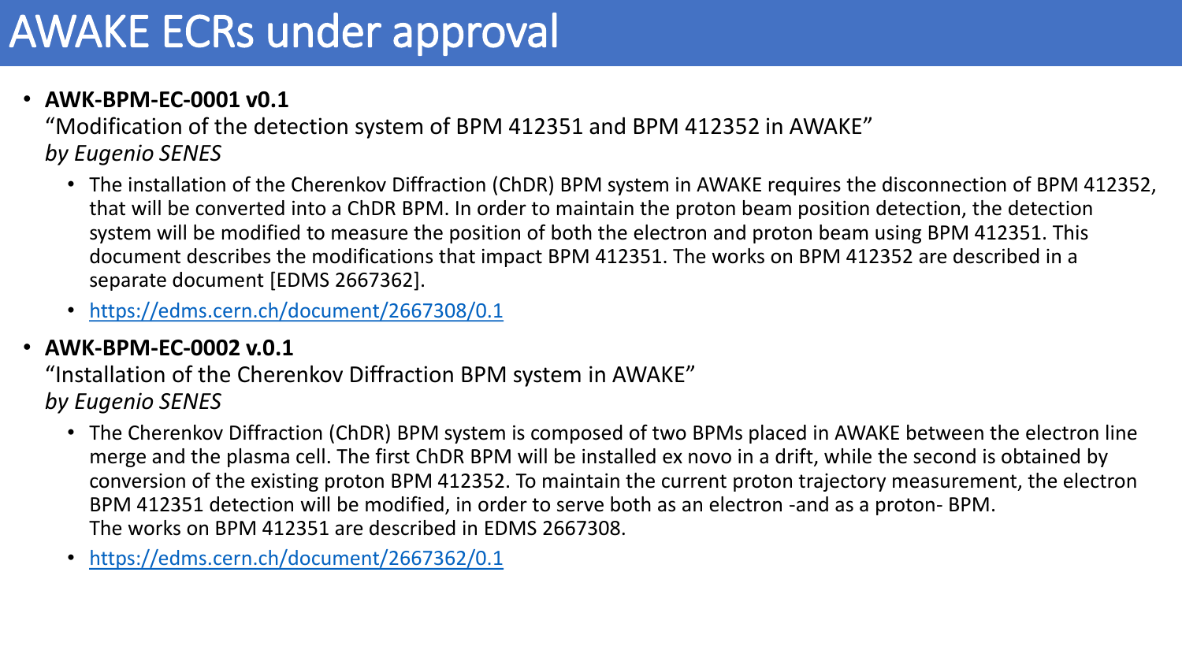# AWAKE ECRs under approval

- **AWK-BPM-EC-0001 v0.1**
  "Modification of the detection system of BPM 412351 and BPM 412352 in AWAKE"
  *by Eugenio SENES*
  - The installation of the Cherenkov Diffraction (ChDR) BPM system in AWAKE requires the disconnection of BPM 412352, that will be converted into a ChDR BPM. In order to maintain the proton beam position detection, the detection system will be modified to measure the position of both the electron and proton beam using BPM 412351. This document describes the modifications that impact BPM 412351. The works on BPM 412352 are described in a separate document [EDMS 2667362].
  - https://edms.cern.ch/document/2667308/0.1
- **AWK-BPM-EC-0002 v.0.1**
  "Installation of the Cherenkov Diffraction BPM system in AWAKE"
  *by Eugenio SENES*
  - The Cherenkov Diffraction (ChDR) BPM system is composed of two BPMs placed in AWAKE between the electron line merge and the plasma cell. The first ChDR BPM will be installed ex novo in a drift, while the second is obtained by conversion of the existing proton BPM 412352. To maintain the current proton trajectory measurement, the electron BPM 412351 detection will be modified, in order to serve both as an electron -and as a proton- BPM.
    The works on BPM 412351 are described in EDMS 2667308.
  - https://edms.cern.ch/document/2667362/0.1